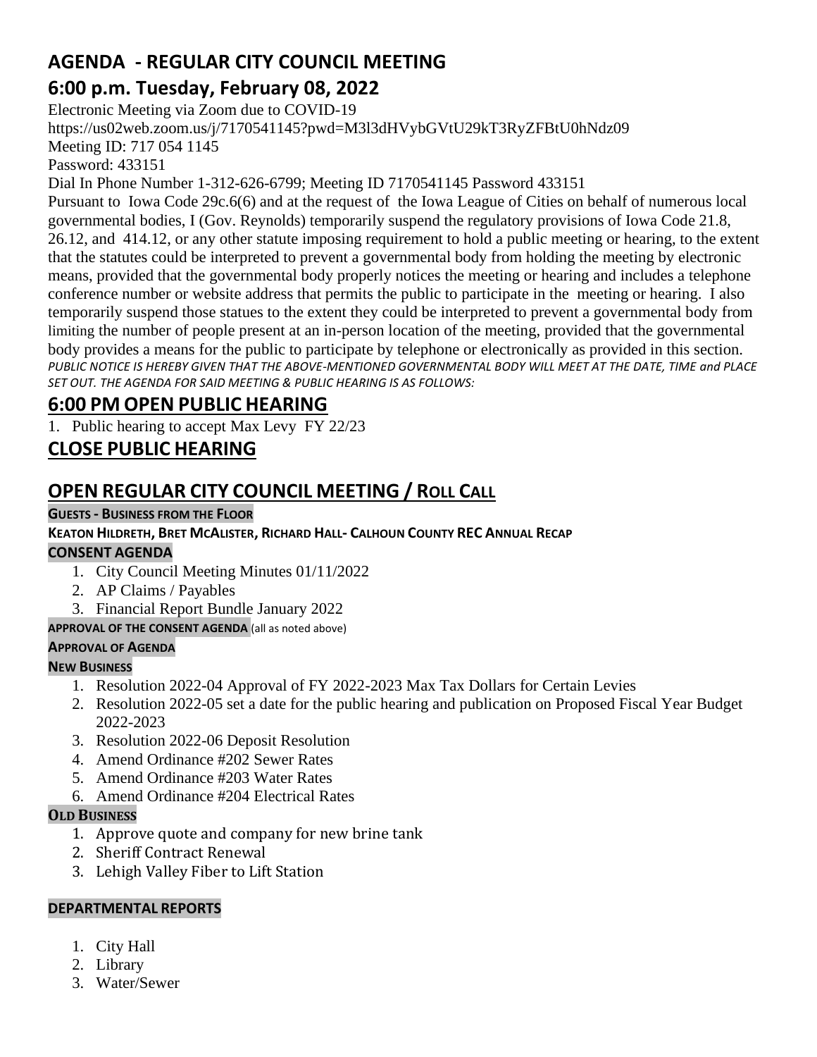# AGENDA - REGULAR CITY COUNCIL MEETING

## 6:00 p.m. Tuesday, February 08, 2022

Electronic Meeting via Zoom due to COVID-19
https://us02web.zoom.us/j/7170541145?pwd=M3l3dHVybGVtU29kT3RyZFBtU0hNdz09
Meeting ID: 717 054 1145
Password: 433151
Dial In Phone Number 1-312-626-6799; Meeting ID 7170541145 Password 433151

Pursuant to Iowa Code 29c.6(6) and at the request of the Iowa League of Cities on behalf of numerous local governmental bodies, I (Gov. Reynolds) temporarily suspend the regulatory provisions of Iowa Code 21.8, 26.12, and 414.12, or any other statute imposing requirement to hold a public meeting or hearing, to the extent that the statutes could be interpreted to prevent a governmental body from holding the meeting by electronic means, provided that the governmental body properly notices the meeting or hearing and includes a telephone conference number or website address that permits the public to participate in the meeting or hearing. I also temporarily suspend those statues to the extent they could be interpreted to prevent a governmental body from limiting the number of people present at an in-person location of the meeting, provided that the governmental body provides a means for the public to participate by telephone or electronically as provided in this section.

*PUBLIC NOTICE IS HEREBY GIVEN THAT THE ABOVE-MENTIONED GOVERNMENTAL BODY WILL MEET AT THE DATE, TIME and PLACE SET OUT. THE AGENDA FOR SAID MEETING & PUBLIC HEARING IS AS FOLLOWS:*

## 6:00 PM OPEN PUBLIC HEARING

1. Public hearing to accept Max Levy FY 22/23

## CLOSE PUBLIC HEARING

## OPEN REGULAR CITY COUNCIL MEETING / ROLL CALL

**GUESTS - BUSINESS FROM THE FLOOR**

**KEATON HILDRETH, BRET MCALISTER, RICHARD HALL- CALHOUN COUNTY REC ANNUAL RECAP**

**CONSENT AGENDA**

1. City Council Meeting Minutes 01/11/2022
2. AP Claims / Payables
3. Financial Report Bundle January 2022

**APPROVAL OF THE CONSENT AGENDA** (all as noted above)

**APPROVAL OF AGENDA**

**NEW BUSINESS**

1. Resolution 2022-04 Approval of FY 2022-2023 Max Tax Dollars for Certain Levies
2. Resolution 2022-05 set a date for the public hearing and publication on Proposed Fiscal Year Budget 2022-2023
3. Resolution 2022-06 Deposit Resolution
4. Amend Ordinance #202 Sewer Rates
5. Amend Ordinance #203 Water Rates
6. Amend Ordinance #204 Electrical Rates

**OLD BUSINESS**

1. Approve quote and company for new brine tank
2. Sheriff Contract Renewal
3. Lehigh Valley Fiber to Lift Station

**DEPARTMENTAL REPORTS**

1. City Hall
2. Library
3. Water/Sewer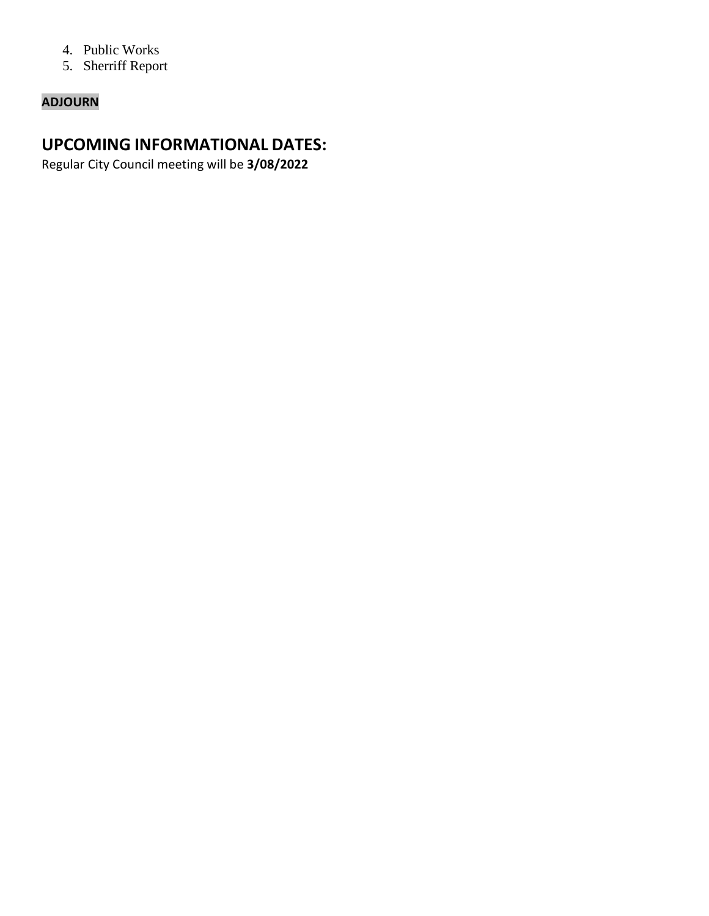4. Public Works
5. Sherriff Report

**ADJOURN**

## UPCOMING INFORMATIONAL DATES:

Regular City Council meeting will be **3/08/2022**